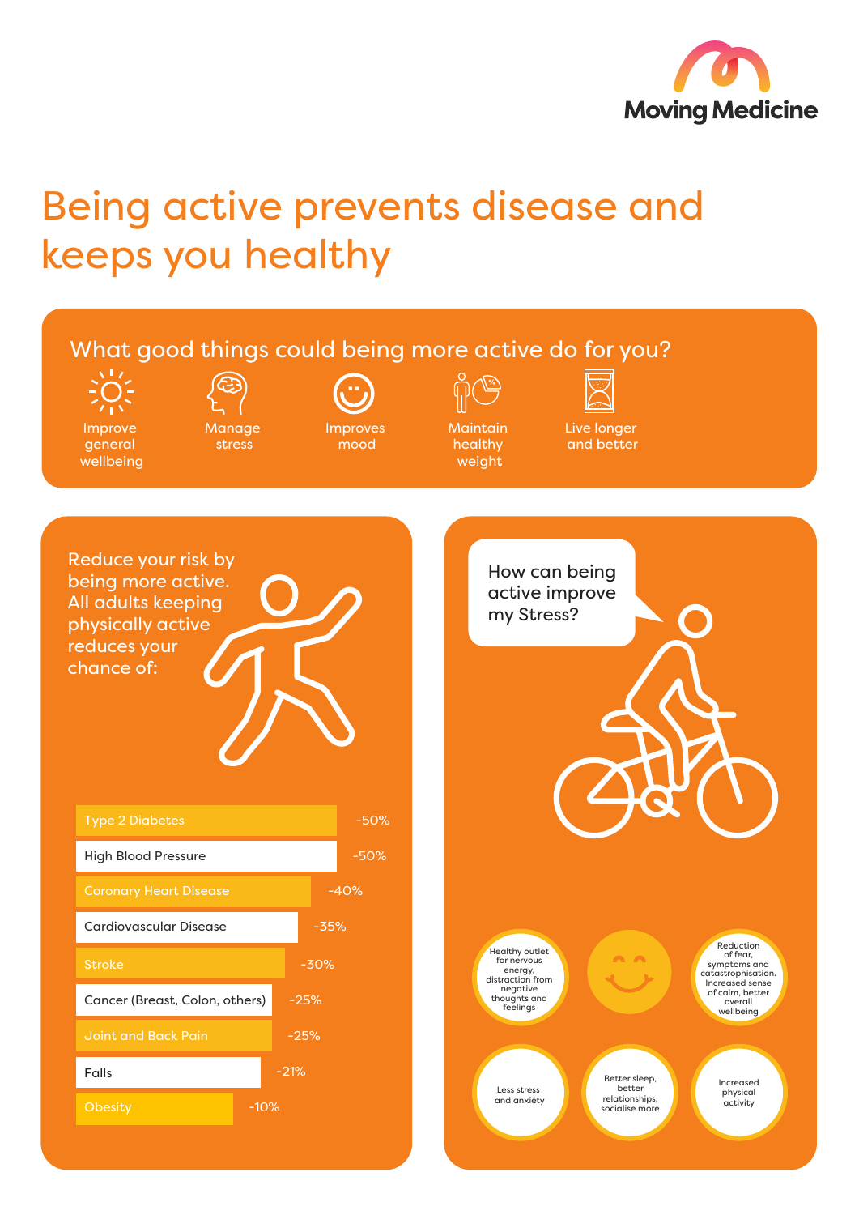Moving Medicine

# Being active prevents disease and keeps you healthy

## What good things could being more active do for you?

- Improve general wellbeing
- Manage stress
- Improves mood
- Maintain healthy weight
- Live longer and better

## Reduce your risk by being more active. All adults keeping physically active reduces your chance of:

| Condition | Risk reduction |
| --- | --- |
| Type 2 Diabetes | -50% |
| High Blood Pressure | -50% |
| Coronary Heart Disease | -40% |
| Cardiovascular Disease | -35% |
| Stroke | -30% |
| Cancer (Breast, Colon, others) | -25% |
| Joint and Back Pain | -25% |
| Falls | -21% |
| Obesity | -10% |

## How can being active improve my Stress?

- Healthy outlet for nervous energy, distraction from negative thoughts and feelings
- Reduction of fear, symptoms and catastrophisation. Increased sense of calm, better overall wellbeing
- Less stress and anxiety
- Better sleep, better relationships, socialise more
- Increased physical activity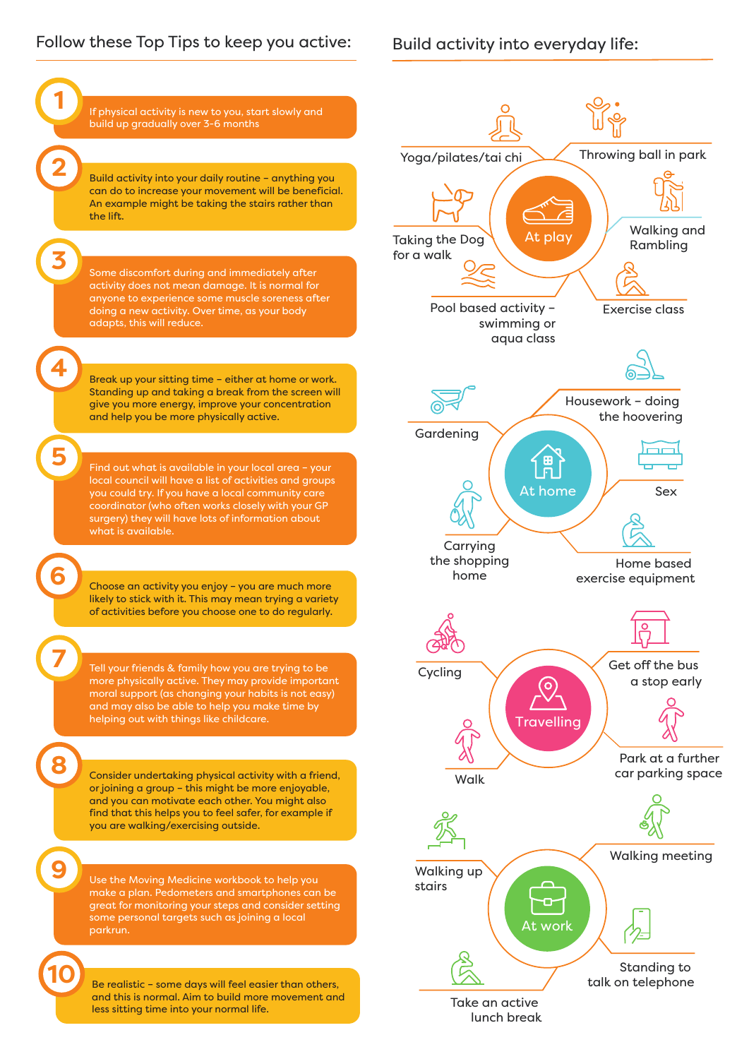## Follow these Top Tips to keep you active:

1. If physical activity is new to you, start slowly and build up gradually over 3-6 months
2. Build activity into your daily routine – anything you can do to increase your movement will be beneficial. An example might be taking the stairs rather than the lift.
3. Some discomfort during and immediately after activity does not mean damage. It is normal for anyone to experience some muscle soreness after doing a new activity. Over time, as your body adapts, this will reduce.
4. Break up your sitting time – either at home or work. Standing up and taking a break from the screen will give you more energy, improve your concentration and help you be more physically active.
5. Find out what is available in your local area – your local council will have a list of activities and groups you could try. If you have a local community care coordinator (who often works closely with your GP surgery) they will have lots of information about what is available.
6. Choose an activity you enjoy – you are much more likely to stick with it. This may mean trying a variety of activities before you choose one to do regularly.
7. Tell your friends & family how you are trying to be more physically active. They may provide important moral support (as changing your habits is not easy) and may also be able to help you make time by helping out with things like childcare.
8. Consider undertaking physical activity with a friend, or joining a group – this might be more enjoyable, and you can motivate each other. You might also find that this helps you to feel safer, for example if you are walking/exercising outside.
9. Use the Moving Medicine workbook to help you make a plan. Pedometers and smartphones can be great for monitoring your steps and consider setting some personal targets such as joining a local parkrun.
10. Be realistic – some days will feel easier than others, and this is normal. Aim to build more movement and less sitting time into your normal life.

## Build activity into everyday life:

**At play**
- Yoga/pilates/tai chi
- Throwing ball in park
- Taking the Dog for a walk
- Walking and Rambling
- Pool based activity – swimming or aqua class
- Exercise class

**At home**
- Gardening
- Housework – doing the hoovering
- Sex
- Carrying the shopping home
- Home based exercise equipment

**Travelling**
- Cycling
- Get off the bus a stop early
- Walk
- Park at a further car parking space

**At work**
- Walking up stairs
- Walking meeting
- Standing to talk on telephone
- Take an active lunch break